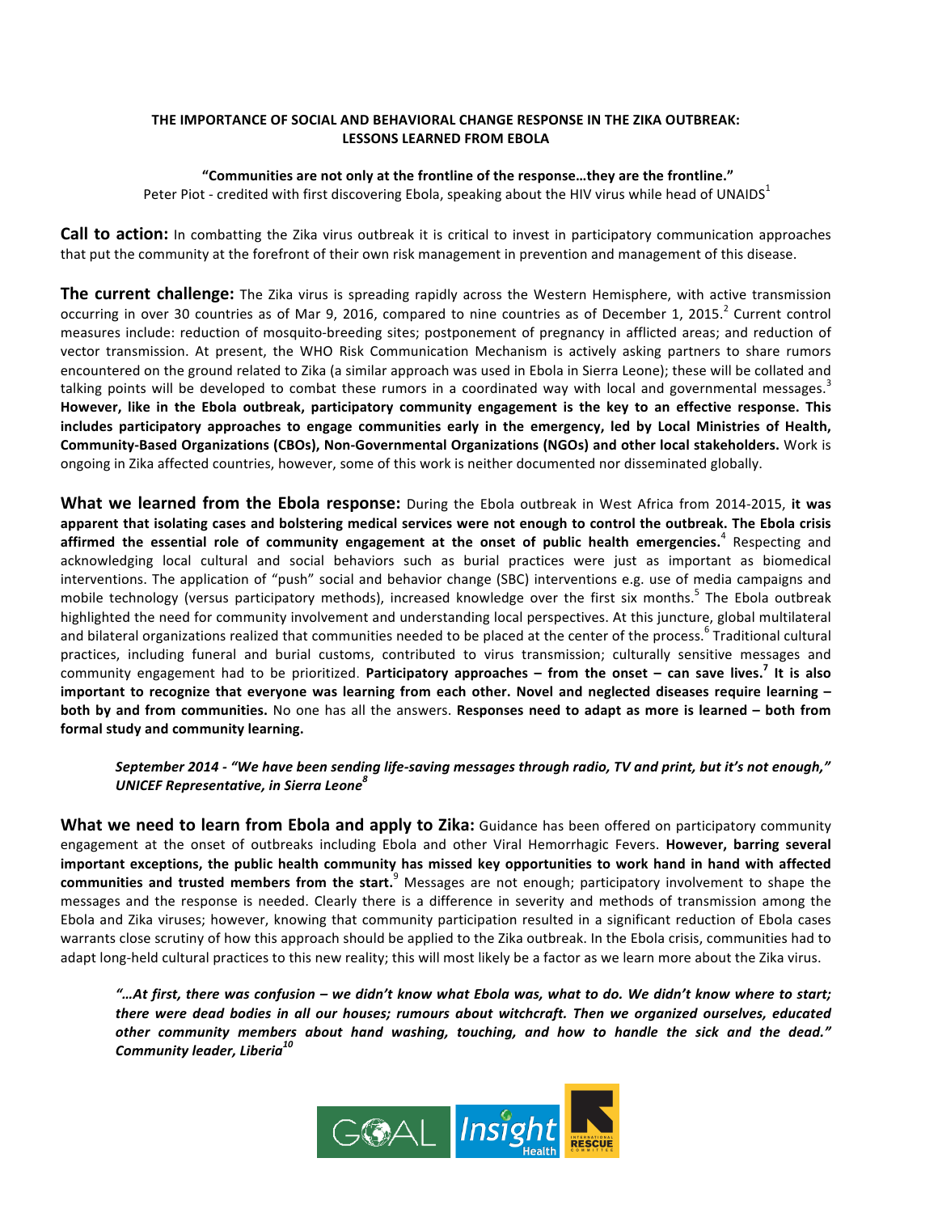# THE IMPORTANCE OF SOCIAL AND BEHAVIORAL CHANGE RESPONSE IN THE ZIKA OUTBREAK: LESSONS LEARNED FROM EBOLA

**"Communities are not only at the frontline of the response…they are the frontline."**
Peter Piot - credited with first discovering Ebola, speaking about the HIV virus while head of UNAIDS[1]

**Call to action:** In combatting the Zika virus outbreak it is critical to invest in participatory communication approaches that put the community at the forefront of their own risk management in prevention and management of this disease.

**The current challenge:** The Zika virus is spreading rapidly across the Western Hemisphere, with active transmission occurring in over 30 countries as of Mar 9, 2016, compared to nine countries as of December 1, 2015.[2] Current control measures include: reduction of mosquito-breeding sites; postponement of pregnancy in afflicted areas; and reduction of vector transmission. At present, the WHO Risk Communication Mechanism is actively asking partners to share rumors encountered on the ground related to Zika (a similar approach was used in Ebola in Sierra Leone); these will be collated and talking points will be developed to combat these rumors in a coordinated way with local and governmental messages.[3] **However, like in the Ebola outbreak, participatory community engagement is the key to an effective response. This includes participatory approaches to engage communities early in the emergency, led by Local Ministries of Health, Community-Based Organizations (CBOs), Non-Governmental Organizations (NGOs) and other local stakeholders.** Work is ongoing in Zika affected countries, however, some of this work is neither documented nor disseminated globally.

**What we learned from the Ebola response:** During the Ebola outbreak in West Africa from 2014-2015, **it was apparent that isolating cases and bolstering medical services were not enough to control the outbreak. The Ebola crisis affirmed the essential role of community engagement at the onset of public health emergencies.**[4] Respecting and acknowledging local cultural and social behaviors such as burial practices were just as important as biomedical interventions. The application of "push" social and behavior change (SBC) interventions e.g. use of media campaigns and mobile technology (versus participatory methods), increased knowledge over the first six months.[5] The Ebola outbreak highlighted the need for community involvement and understanding local perspectives. At this juncture, global multilateral and bilateral organizations realized that communities needed to be placed at the center of the process.[6] Traditional cultural practices, including funeral and burial customs, contributed to virus transmission; culturally sensitive messages and community engagement had to be prioritized. **Participatory approaches – from the onset – can save lives.[7] It is also important to recognize that everyone was learning from each other. Novel and neglected diseases require learning – both by and from communities.** No one has all the answers. **Responses need to adapt as more is learned – both from formal study and community learning.**

> ***September 2014 - "We have been sending life-saving messages through radio, TV and print, but it's not enough," UNICEF Representative, in Sierra Leone[8]***

**What we need to learn from Ebola and apply to Zika:** Guidance has been offered on participatory community engagement at the onset of outbreaks including Ebola and other Viral Hemorrhagic Fevers. **However, barring several important exceptions, the public health community has missed key opportunities to work hand in hand with affected communities and trusted members from the start.**[9] Messages are not enough; participatory involvement to shape the messages and the response is needed. Clearly there is a difference in severity and methods of transmission among the Ebola and Zika viruses; however, knowing that community participation resulted in a significant reduction of Ebola cases warrants close scrutiny of how this approach should be applied to the Zika outbreak. In the Ebola crisis, communities had to adapt long-held cultural practices to this new reality; this will most likely be a factor as we learn more about the Zika virus.

> ***"…At first, there was confusion – we didn't know what Ebola was, what to do. We didn't know where to start; there were dead bodies in all our houses; rumours about witchcraft. Then we organized ourselves, educated other community members about hand washing, touching, and how to handle the sick and the dead." Community leader, Liberia[10]***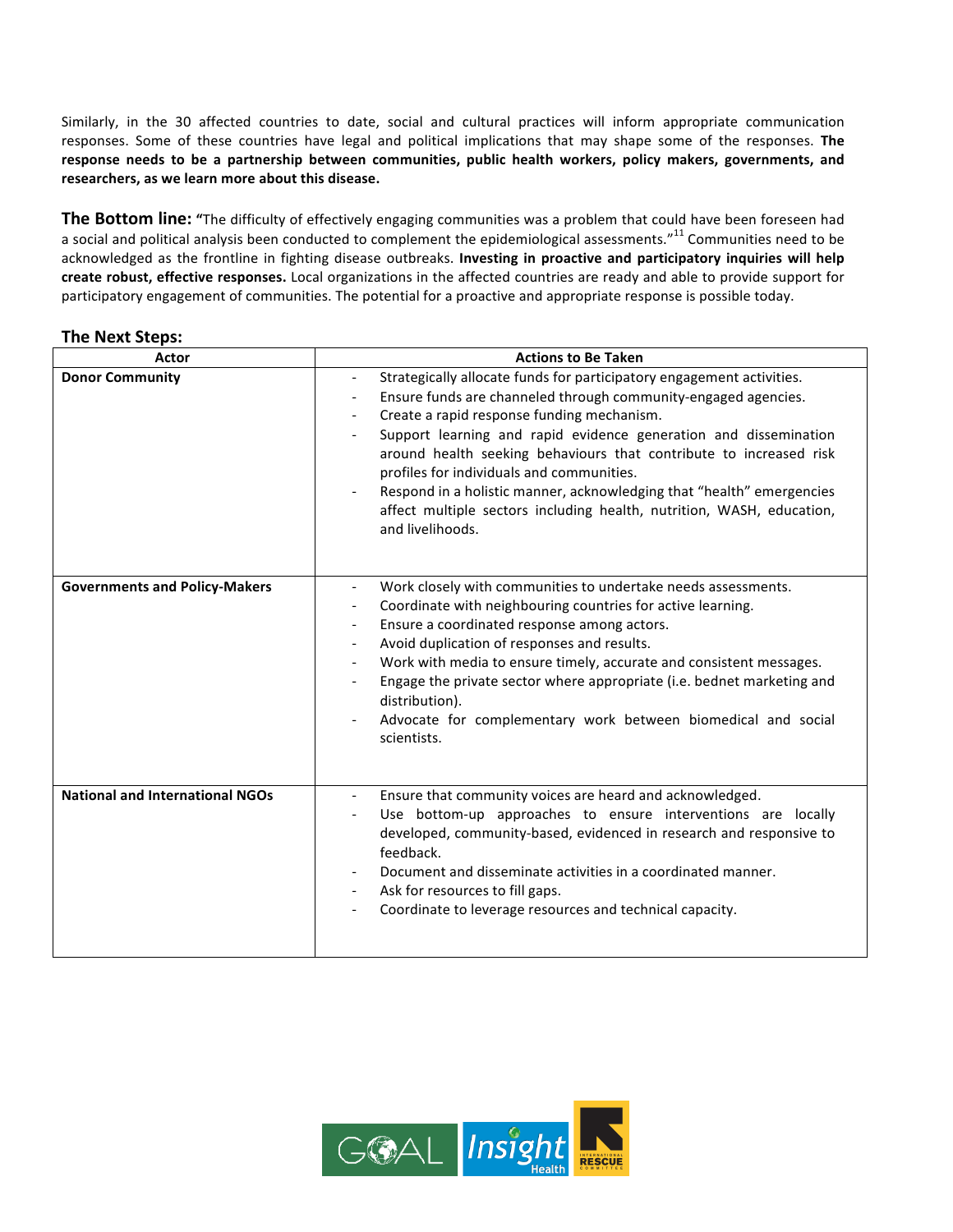Similarly, in the 30 affected countries to date, social and cultural practices will inform appropriate communication responses. Some of these countries have legal and political implications that may shape some of the responses. **The response needs to be a partnership between communities, public health workers, policy makers, governments, and researchers, as we learn more about this disease.**

**The Bottom line:** "The difficulty of effectively engaging communities was a problem that could have been foreseen had a social and political analysis been conducted to complement the epidemiological assessments."[11] Communities need to be acknowledged as the frontline in fighting disease outbreaks. **Investing in proactive and participatory inquiries will help create robust, effective responses.** Local organizations in the affected countries are ready and able to provide support for participatory engagement of communities. The potential for a proactive and appropriate response is possible today.

## The Next Steps:

| Actor | Actions to Be Taken |
|---|---|
| **Donor Community** | - Strategically allocate funds for participatory engagement activities.<br>- Ensure funds are channeled through community-engaged agencies.<br>- Create a rapid response funding mechanism.<br>- Support learning and rapid evidence generation and dissemination around health seeking behaviours that contribute to increased risk profiles for individuals and communities.<br>- Respond in a holistic manner, acknowledging that "health" emergencies affect multiple sectors including health, nutrition, WASH, education, and livelihoods. |
| **Governments and Policy-Makers** | - Work closely with communities to undertake needs assessments.<br>- Coordinate with neighbouring countries for active learning.<br>- Ensure a coordinated response among actors.<br>- Avoid duplication of responses and results.<br>- Work with media to ensure timely, accurate and consistent messages.<br>- Engage the private sector where appropriate (i.e. bednet marketing and distribution).<br>- Advocate for complementary work between biomedical and social scientists. |
| **National and International NGOs** | - Ensure that community voices are heard and acknowledged.<br>- Use bottom-up approaches to ensure interventions are locally developed, community-based, evidenced in research and responsive to feedback.<br>- Document and disseminate activities in a coordinated manner.<br>- Ask for resources to fill gaps.<br>- Coordinate to leverage resources and technical capacity. |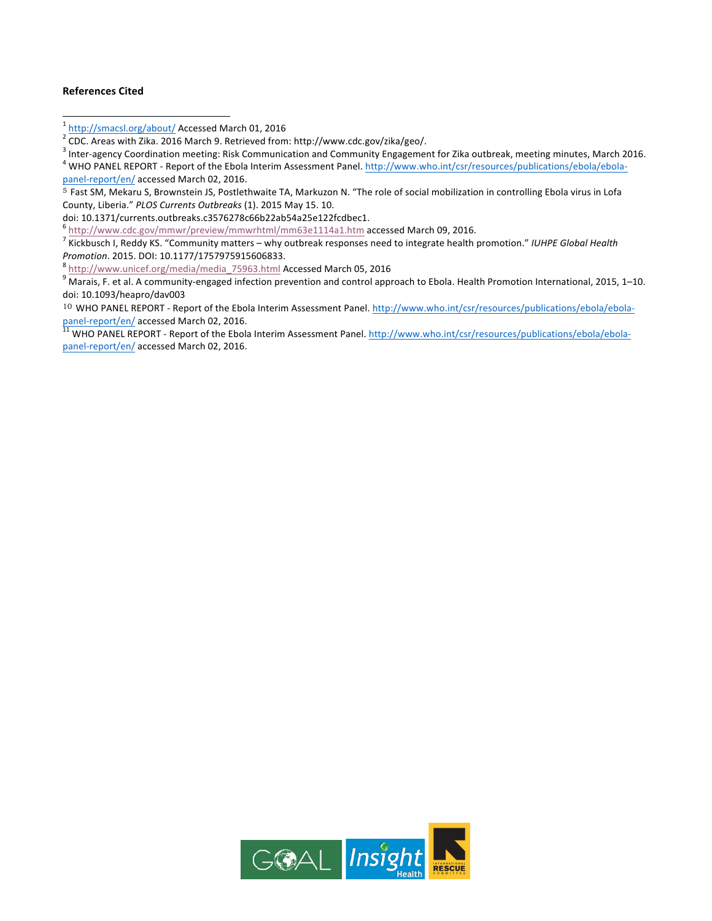**References Cited**

[1] http://smacsl.org/about/ Accessed March 01, 2016

[2] CDC. Areas with Zika. 2016 March 9. Retrieved from: http://www.cdc.gov/zika/geo/.

[3] Inter-agency Coordination meeting: Risk Communication and Community Engagement for Zika outbreak, meeting minutes, March 2016.

[4] WHO PANEL REPORT - Report of the Ebola Interim Assessment Panel. http://www.who.int/csr/resources/publications/ebola/ebola-panel-report/en/ accessed March 02, 2016.

[5] Fast SM, Mekaru S, Brownstein JS, Postlethwaite TA, Markuzon N. "The role of social mobilization in controlling Ebola virus in Lofa County, Liberia." *PLOS Currents Outbreaks* (1). 2015 May 15. 10. doi: 10.1371/currents.outbreaks.c3576278c66b22ab54a25e122fcdbec1.

[6] http://www.cdc.gov/mmwr/preview/mmwrhtml/mm63e1114a1.htm accessed March 09, 2016.

[7] Kickbusch I, Reddy KS. "Community matters – why outbreak responses need to integrate health promotion." *IUHPE Global Health Promotion*. 2015. DOI: 10.1177/1757975915606833.

[8] http://www.unicef.org/media/media_75963.html Accessed March 05, 2016

[9] Marais, F. et al. A community-engaged infection prevention and control approach to Ebola. Health Promotion International, 2015, 1–10. doi: 10.1093/heapro/dav003

[10] WHO PANEL REPORT - Report of the Ebola Interim Assessment Panel. http://www.who.int/csr/resources/publications/ebola/ebola-panel-report/en/ accessed March 02, 2016.

[11] WHO PANEL REPORT - Report of the Ebola Interim Assessment Panel. http://www.who.int/csr/resources/publications/ebola/ebola-panel-report/en/ accessed March 02, 2016.